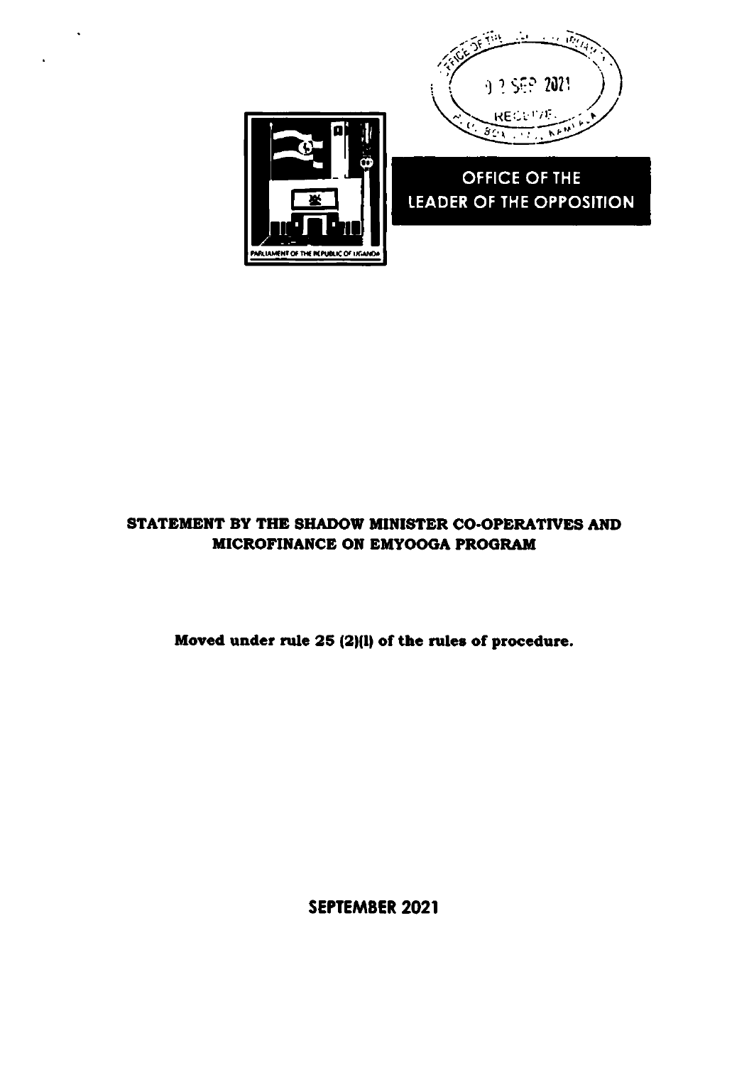OFFICE OF THE LEADER OF THE OPPOSITION

# STATEMENT BY THE SHADOW MINISTER CO-OPERATIVES AND MICROFINANCE ON EMYOOGA PROGRAM

**Moved under rule 25 (2)(l) of the rules of procedure.**

**SEPTEMBER 2021**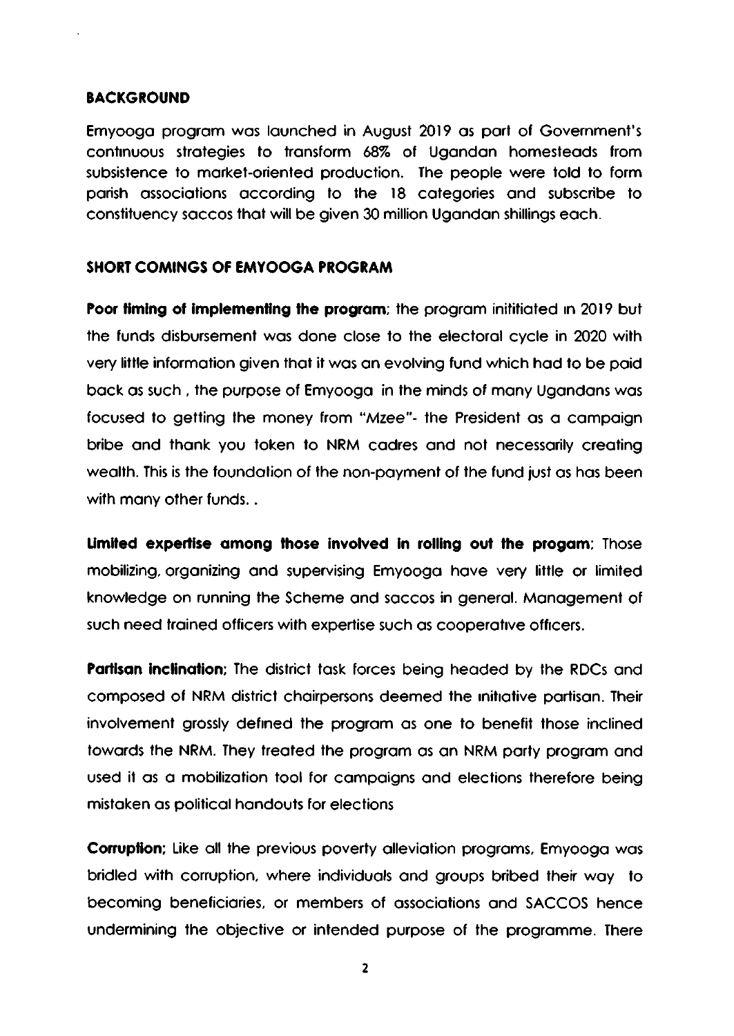## BACKGROUND

Emyooga program was launched in August 2019 as part of Government's continuous strategies to transform 68% of Ugandan homesteads from subsistence to market-oriented production. The people were told to form parish associations according to the 18 categories and subscribe to constituency saccos that will be given 30 million Ugandan shillings each.

## SHORT COMINGS OF EMYOOGA PROGRAM

**Poor timing of implementing the program**; the program inititiated in 2019 but the funds disbursement was done close to the electoral cycle in 2020 with very little information given that it was an evolving fund which had to be paid back as such , the purpose of Emyooga in the minds of many Ugandans was focused to getting the money from "Mzee"- the President as a campaign bribe and thank you token to NRM cadres and not necessarily creating wealth. This is the foundation of the non-payment of the fund just as has been with many other funds. .

**Limited expertise among those involved in rolling out the progam**; Those mobilizing, organizing and supervising Emyooga have very little or limited knowledge on running the Scheme and saccos in general. Management of such need trained officers with expertise such as cooperative officers.

**Partisan inclination**; The district task forces being headed by the RDCs and composed of NRM district chairpersons deemed the initiative partisan. Their involvement grossly defined the program as one to benefit those inclined towards the NRM. They treated the program as an NRM party program and used it as a mobilization tool for campaigns and elections therefore being mistaken as political handouts for elections

**Corruption**; Like all the previous poverty alleviation programs, Emyooga was bridled with corruption, where individuals and groups bribed their way to becoming beneficiaries, or members of associations and SACCOS hence undermining the objective or intended purpose of the programme. There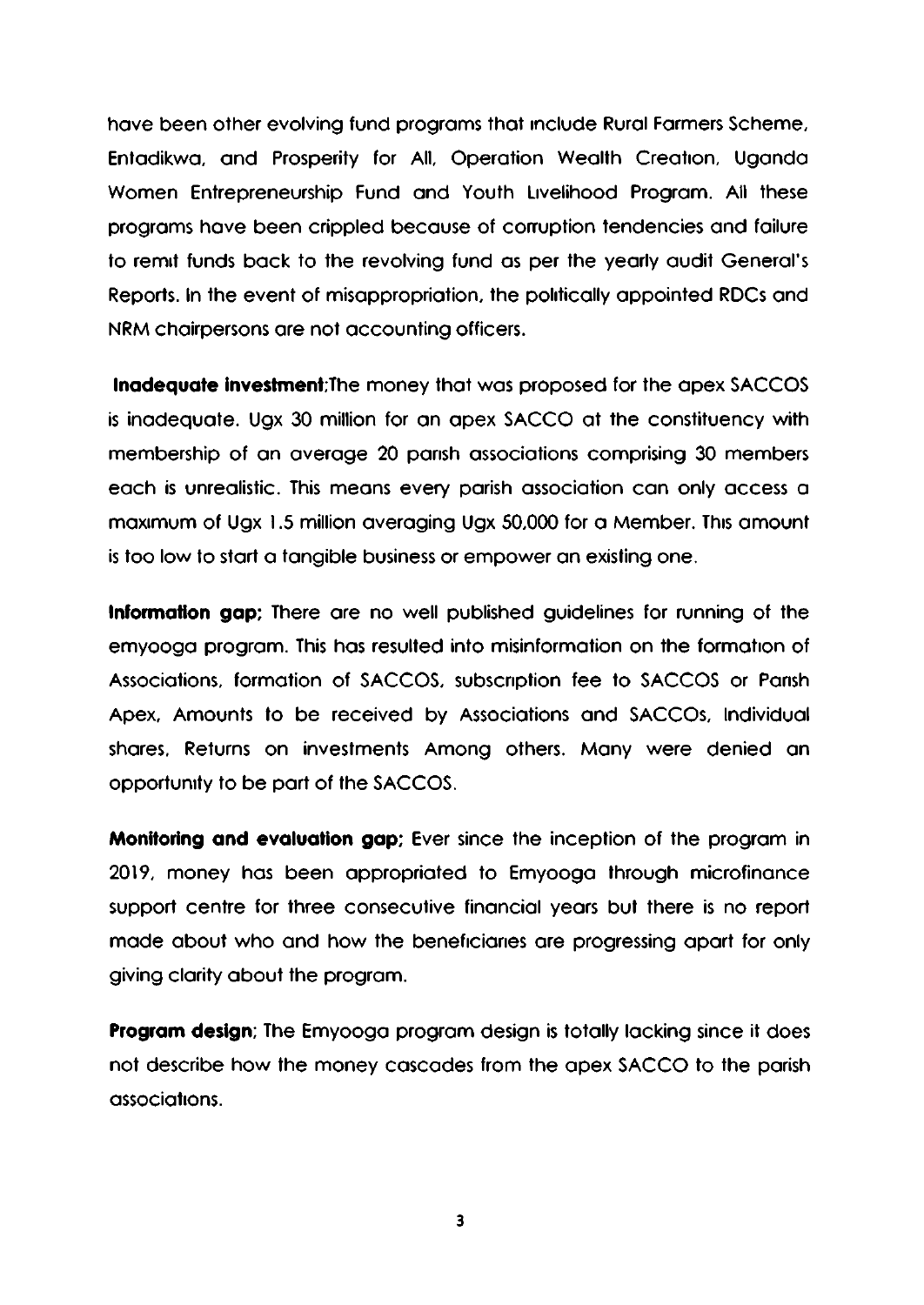have been other evolving fund programs that include Rural Farmers Scheme, Entadikwa, and Prosperity for All, Operation Wealth Creation, Uganda Women Entrepreneurship Fund and Youth Livelihood Program. All these programs have been crippled because of corruption tendencies and failure to remit funds back to the revolving fund as per the yearly audit General's Reports. In the event of misappropriation, the politically appointed RDCs and NRM chairpersons are not accounting officers.

**Inadequate investment**;The money that was proposed for the apex SACCOS is inadequate. Ugx 30 million for an apex SACCO at the constituency with membership of an average 20 parish associations comprising 30 members each is unrealistic. This means every parish association can only access a maximum of Ugx 1.5 million averaging Ugx 50,000 for a Member. This amount is too low to start a tangible business or empower an existing one.

**Information gap;** There are no well published guidelines for running of the emyooga program. This has resulted into misinformation on the formation of Associations, formation of SACCOS, subscription fee to SACCOS or Parish Apex, Amounts to be received by Associations and SACCOs, Individual shares, Returns on investments Among others. Many were denied an opportunity to be part of the SACCOS.

**Monitoring and evaluation gap;** Ever since the inception of the program in 2019, money has been appropriated to Emyooga through microfinance support centre for three consecutive financial years but there is no report made about who and how the beneficiaries are progressing apart for only giving clarity about the program.

**Program design**; The Emyooga program design is totally lacking since it does not describe how the money cascades from the apex SACCO to the parish associations.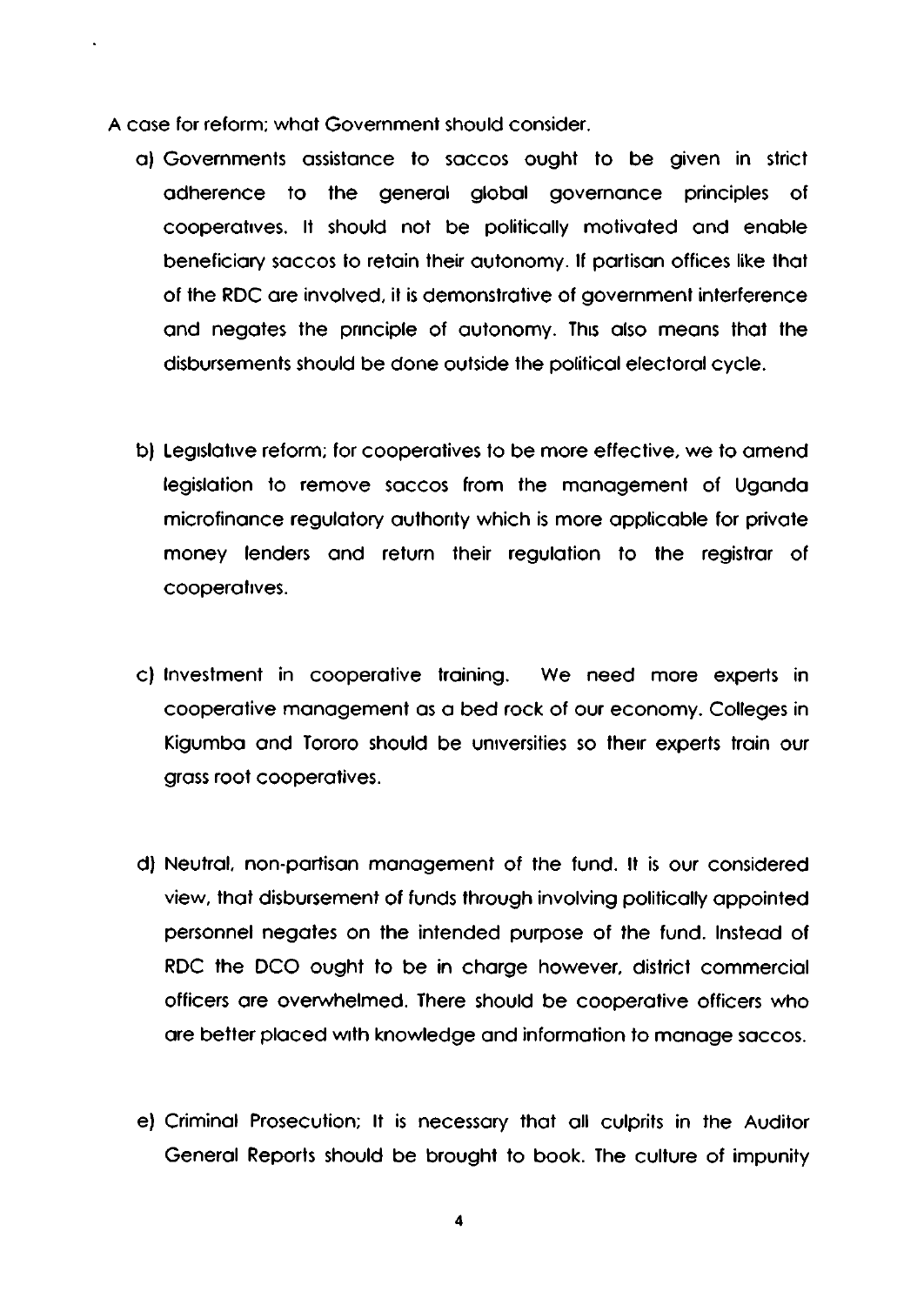A case for reform; what Government should consider.

a) Governments assistance to saccos ought to be given in strict adherence to the general global governance principles of cooperatives. It should not be politically motivated and enable beneficiary saccos to retain their autonomy. If partisan offices like that of the RDC are involved, it is demonstrative of government interference and negates the principle of autonomy. This also means that the disbursements should be done outside the political electoral cycle.

b) Legislative reform; for cooperatives to be more effective, we to amend legislation to remove saccos from the management of Uganda microfinance regulatory authority which is more applicable for private money lenders and return their regulation to the registrar of cooperatives.

c) Investment in cooperative training. We need more experts in cooperative management as a bed rock of our economy. Colleges in Kigumba and Tororo should be universities so their experts train our grass root cooperatives.

d) Neutral, non-partisan management of the fund. It is our considered view, that disbursement of funds through involving politically appointed personnel negates on the intended purpose of the fund. Instead of RDC the DCO ought to be in charge however, district commercial officers are overwhelmed. There should be cooperative officers who are better placed with knowledge and information to manage saccos.

e) Criminal Prosecution; It is necessary that all culprits in the Auditor General Reports should be brought to book. The culture of impunity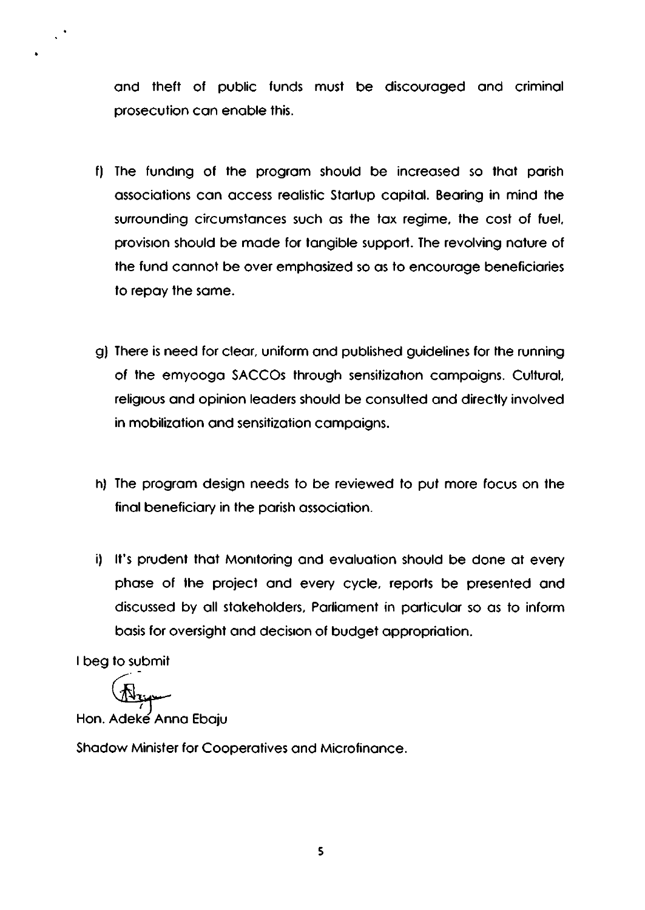and theft of public funds must be discouraged and criminal prosecution can enable this.

f) The funding of the program should be increased so that parish associations can access realistic Startup capital. Bearing in mind the surrounding circumstances such as the tax regime, the cost of fuel, provision should be made for tangible support. The revolving nature of the fund cannot be over emphasized so as to encourage beneficiaries to repay the same.

g) There is need for clear, uniform and published guidelines for the running of the emyooga SACCOs through sensitization campaigns. Cultural, religious and opinion leaders should be consulted and directly involved in mobilization and sensitization campaigns.

h) The program design needs to be reviewed to put more focus on the final beneficiary in the parish association.

i) It's prudent that Monitoring and evaluation should be done at every phase of the project and every cycle, reports be presented and discussed by all stakeholders, Parliament in particular so as to inform basis for oversight and decision of budget appropriation.

I beg to submit

Hon. Adeke Anna Ebaju

Shadow Minister for Cooperatives and Microfinance.